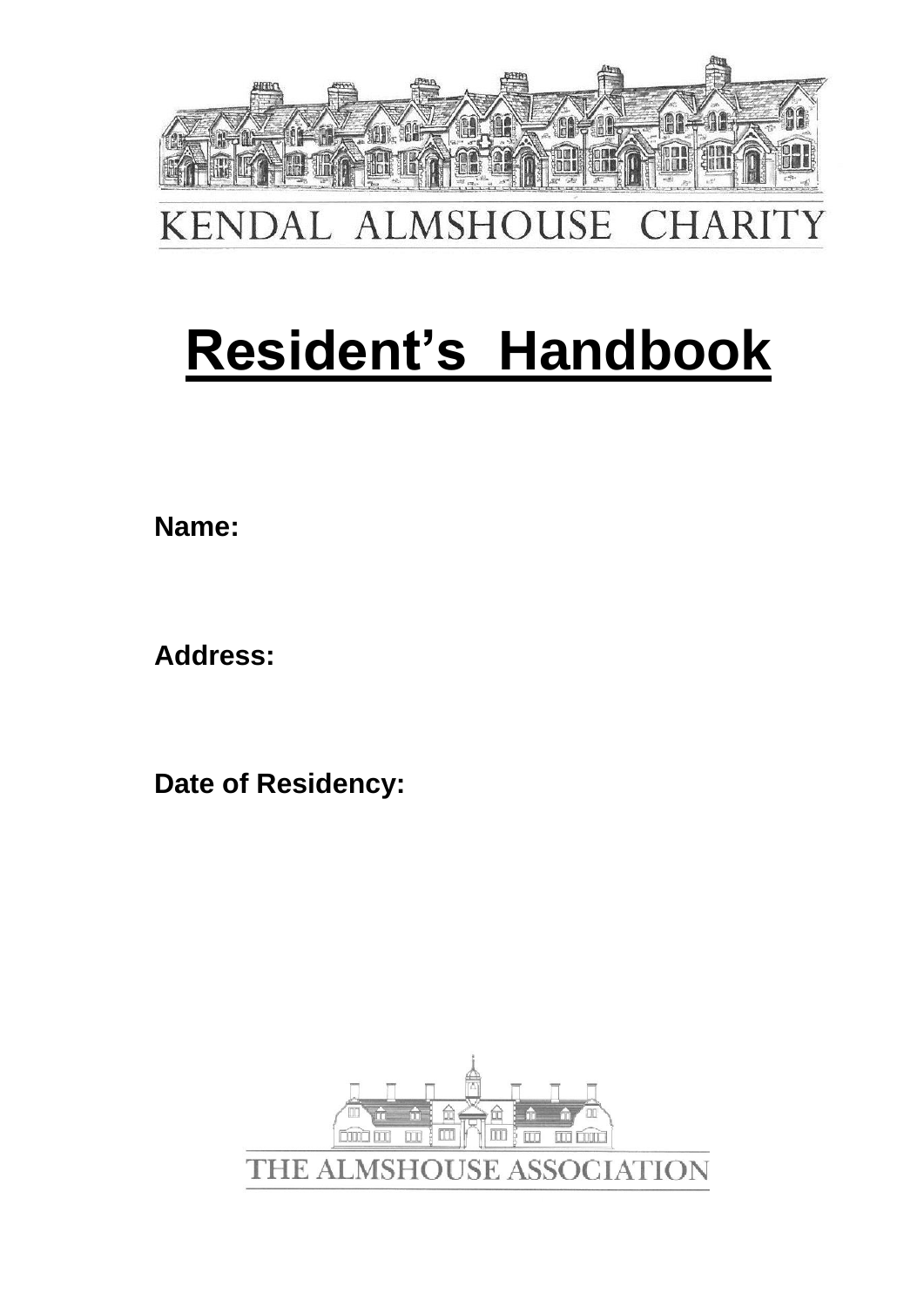KENDAL ALMSHOUSE CHARITY

# Resident's Handbook

**Name:**

**Address:**

**Date of Residency:**

THE ALMSHOUSE ASSOCIATION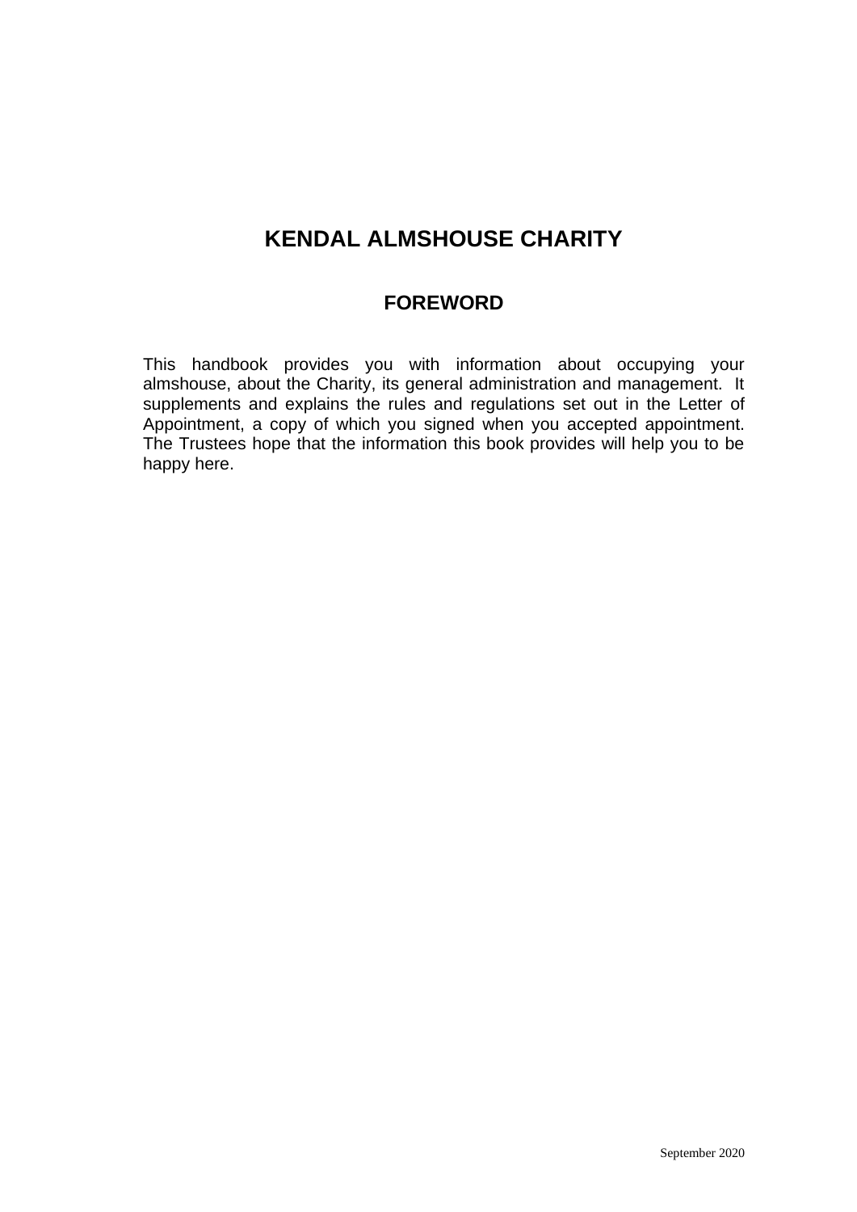# KENDAL ALMSHOUSE CHARITY

## FOREWORD

This handbook provides you with information about occupying your almshouse, about the Charity, its general administration and management. It supplements and explains the rules and regulations set out in the Letter of Appointment, a copy of which you signed when you accepted appointment. The Trustees hope that the information this book provides will help you to be happy here.

September 2020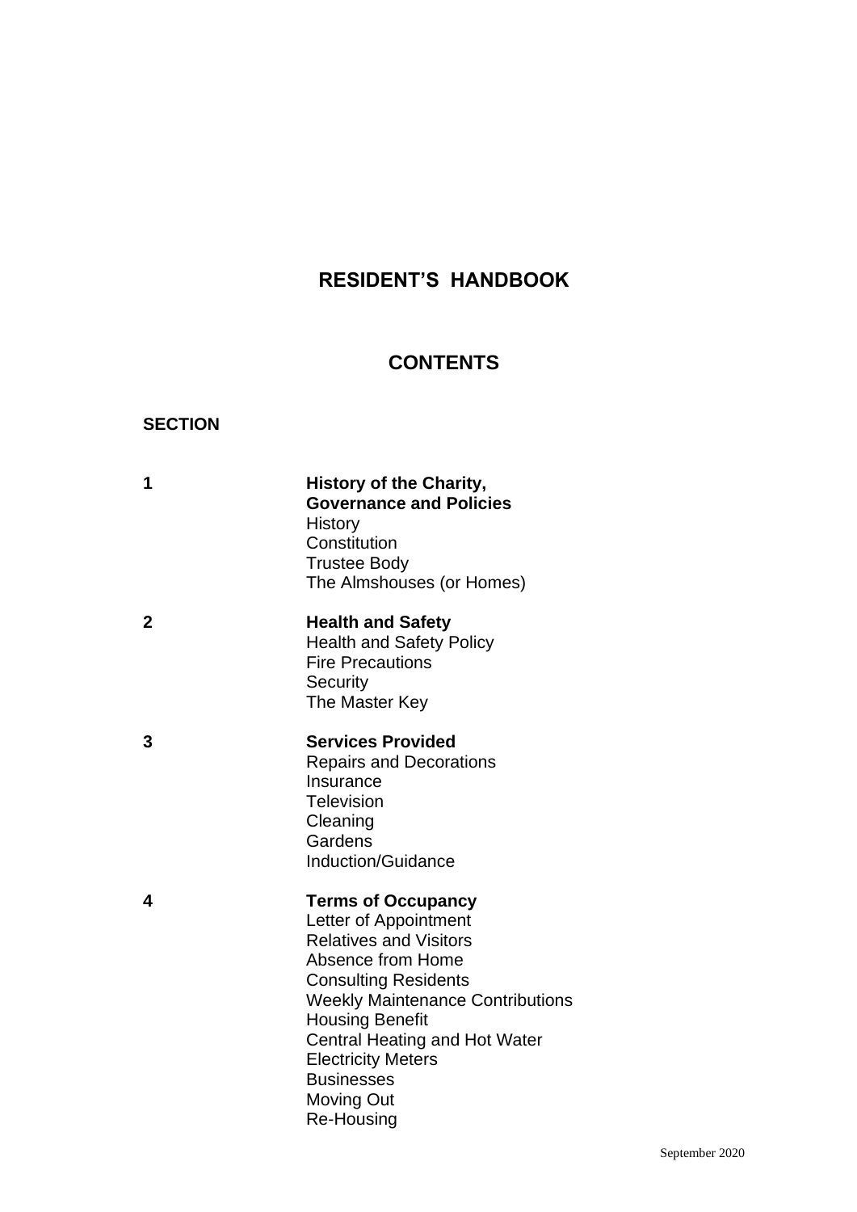# RESIDENT'S HANDBOOK

## CONTENTS

**SECTION**

**1** **History of the Charity, Governance and Policies**
- History
- Constitution
- Trustee Body
- The Almshouses (or Homes)

**2** **Health and Safety**
- Health and Safety Policy
- Fire Precautions
- Security
- The Master Key

**3** **Services Provided**
- Repairs and Decorations
- Insurance
- Television
- Cleaning
- Gardens
- Induction/Guidance

**4** **Terms of Occupancy**
- Letter of Appointment
- Relatives and Visitors
- Absence from Home
- Consulting Residents
- Weekly Maintenance Contributions
- Housing Benefit
- Central Heating and Hot Water
- Electricity Meters
- Businesses
- Moving Out
- Re-Housing

September 2020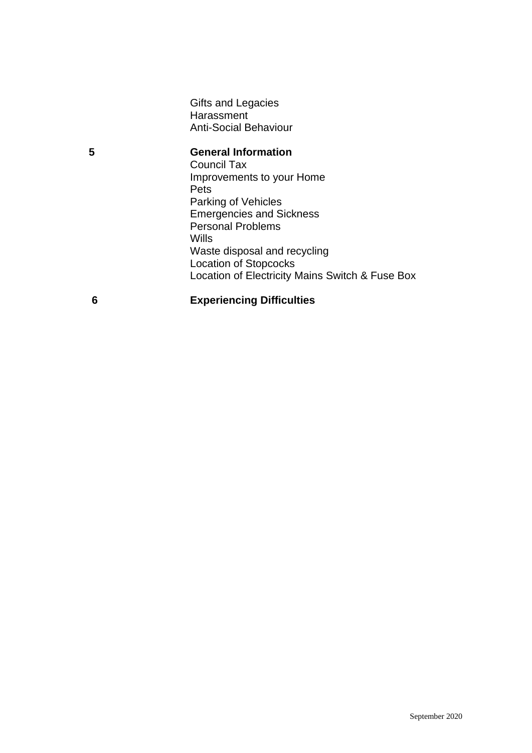Gifts and Legacies
Harassment
Anti-Social Behaviour

**5 General Information**

Council Tax
Improvements to your Home
Pets
Parking of Vehicles
Emergencies and Sickness
Personal Problems
Wills
Waste disposal and recycling
Location of Stopcocks
Location of Electricity Mains Switch & Fuse Box

**6 Experiencing Difficulties**

September 2020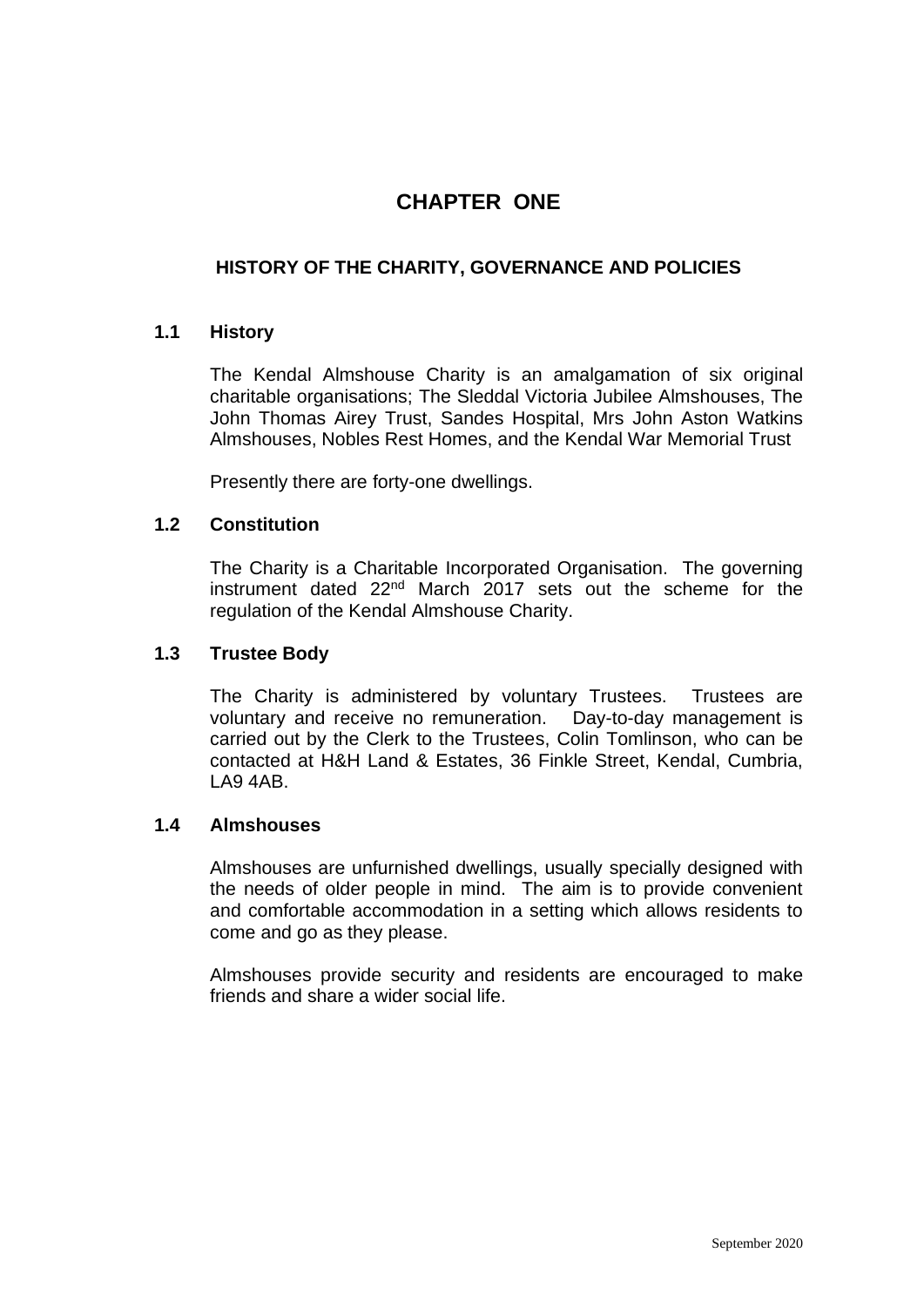# CHAPTER ONE

## HISTORY OF THE CHARITY, GOVERNANCE AND POLICIES

### 1.1 History

The Kendal Almshouse Charity is an amalgamation of six original charitable organisations; The Sleddal Victoria Jubilee Almshouses, The John Thomas Airey Trust, Sandes Hospital, Mrs John Aston Watkins Almshouses, Nobles Rest Homes, and the Kendal War Memorial Trust

Presently there are forty-one dwellings.

### 1.2 Constitution

The Charity is a Charitable Incorporated Organisation. The governing instrument dated 22nd March 2017 sets out the scheme for the regulation of the Kendal Almshouse Charity.

### 1.3 Trustee Body

The Charity is administered by voluntary Trustees. Trustees are voluntary and receive no remuneration. Day-to-day management is carried out by the Clerk to the Trustees, Colin Tomlinson, who can be contacted at H&H Land & Estates, 36 Finkle Street, Kendal, Cumbria, LA9 4AB.

### 1.4 Almshouses

Almshouses are unfurnished dwellings, usually specially designed with the needs of older people in mind. The aim is to provide convenient and comfortable accommodation in a setting which allows residents to come and go as they please.

Almshouses provide security and residents are encouraged to make friends and share a wider social life.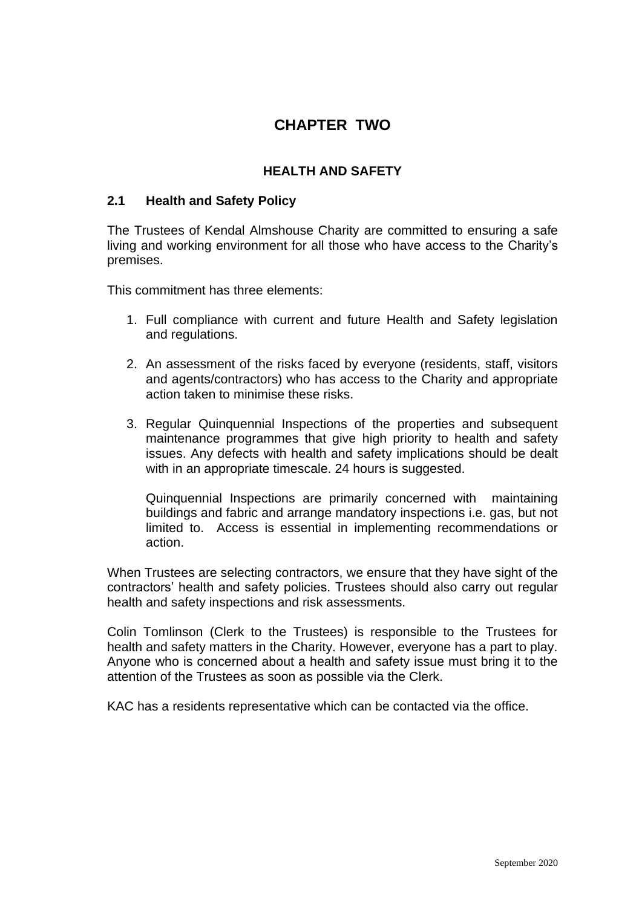# CHAPTER TWO

## HEALTH AND SAFETY

### 2.1 Health and Safety Policy

The Trustees of Kendal Almshouse Charity are committed to ensuring a safe living and working environment for all those who have access to the Charity's premises.

This commitment has three elements:

1. Full compliance with current and future Health and Safety legislation and regulations.

2. An assessment of the risks faced by everyone (residents, staff, visitors and agents/contractors) who has access to the Charity and appropriate action taken to minimise these risks.

3. Regular Quinquennial Inspections of the properties and subsequent maintenance programmes that give high priority to health and safety issues. Any defects with health and safety implications should be dealt with in an appropriate timescale. 24 hours is suggested.

   Quinquennial Inspections are primarily concerned with maintaining buildings and fabric and arrange mandatory inspections i.e. gas, but not limited to. Access is essential in implementing recommendations or action.

When Trustees are selecting contractors, we ensure that they have sight of the contractors' health and safety policies. Trustees should also carry out regular health and safety inspections and risk assessments.

Colin Tomlinson (Clerk to the Trustees) is responsible to the Trustees for health and safety matters in the Charity. However, everyone has a part to play. Anyone who is concerned about a health and safety issue must bring it to the attention of the Trustees as soon as possible via the Clerk.

KAC has a residents representative which can be contacted via the office.

September 2020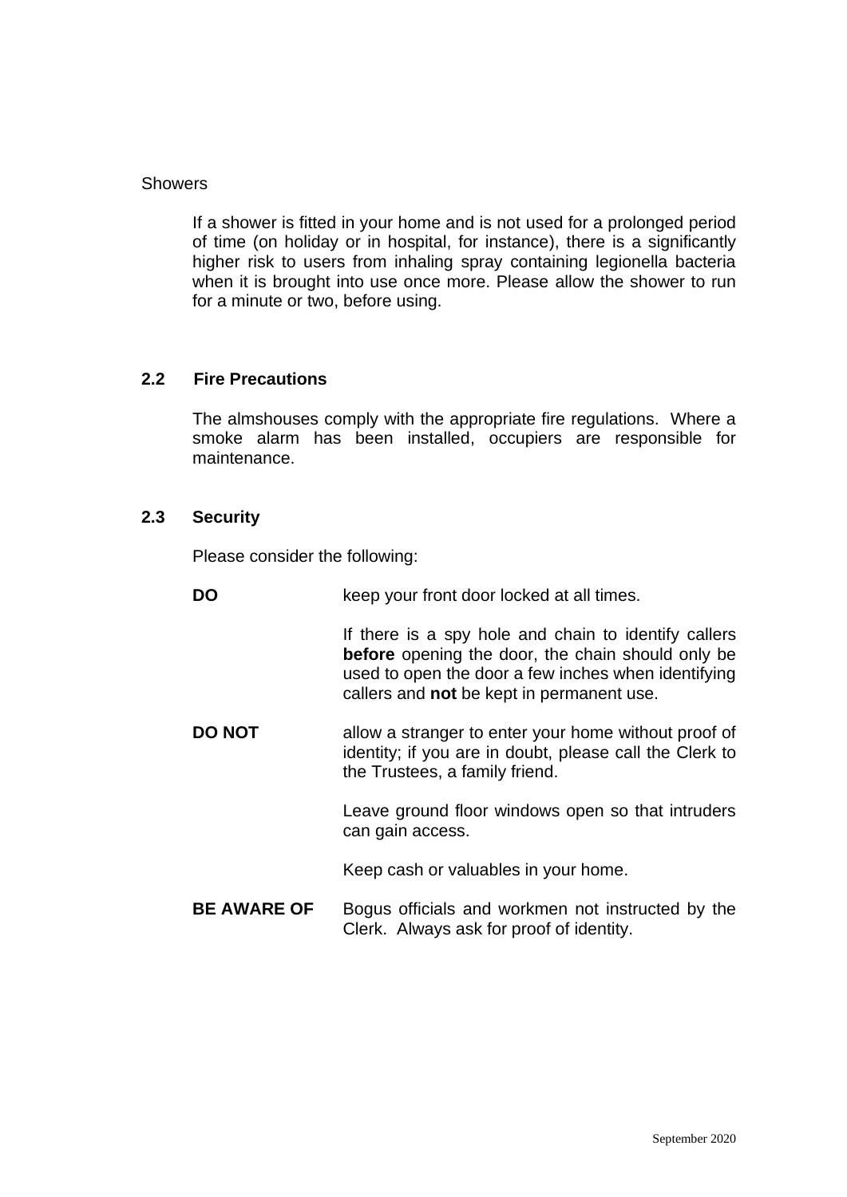Showers

If a shower is fitted in your home and is not used for a prolonged period of time (on holiday or in hospital, for instance), there is a significantly higher risk to users from inhaling spray containing legionella bacteria when it is brought into use once more. Please allow the shower to run for a minute or two, before using.

### 2.2 Fire Precautions

The almshouses comply with the appropriate fire regulations. Where a smoke alarm has been installed, occupiers are responsible for maintenance.

### 2.3 Security

Please consider the following:

**DO** keep your front door locked at all times.

If there is a spy hole and chain to identify callers **before** opening the door, the chain should only be used to open the door a few inches when identifying callers and **not** be kept in permanent use.

**DO NOT** allow a stranger to enter your home without proof of identity; if you are in doubt, please call the Clerk to the Trustees, a family friend.

Leave ground floor windows open so that intruders can gain access.

Keep cash or valuables in your home.

**BE AWARE OF** Bogus officials and workmen not instructed by the Clerk. Always ask for proof of identity.

September 2020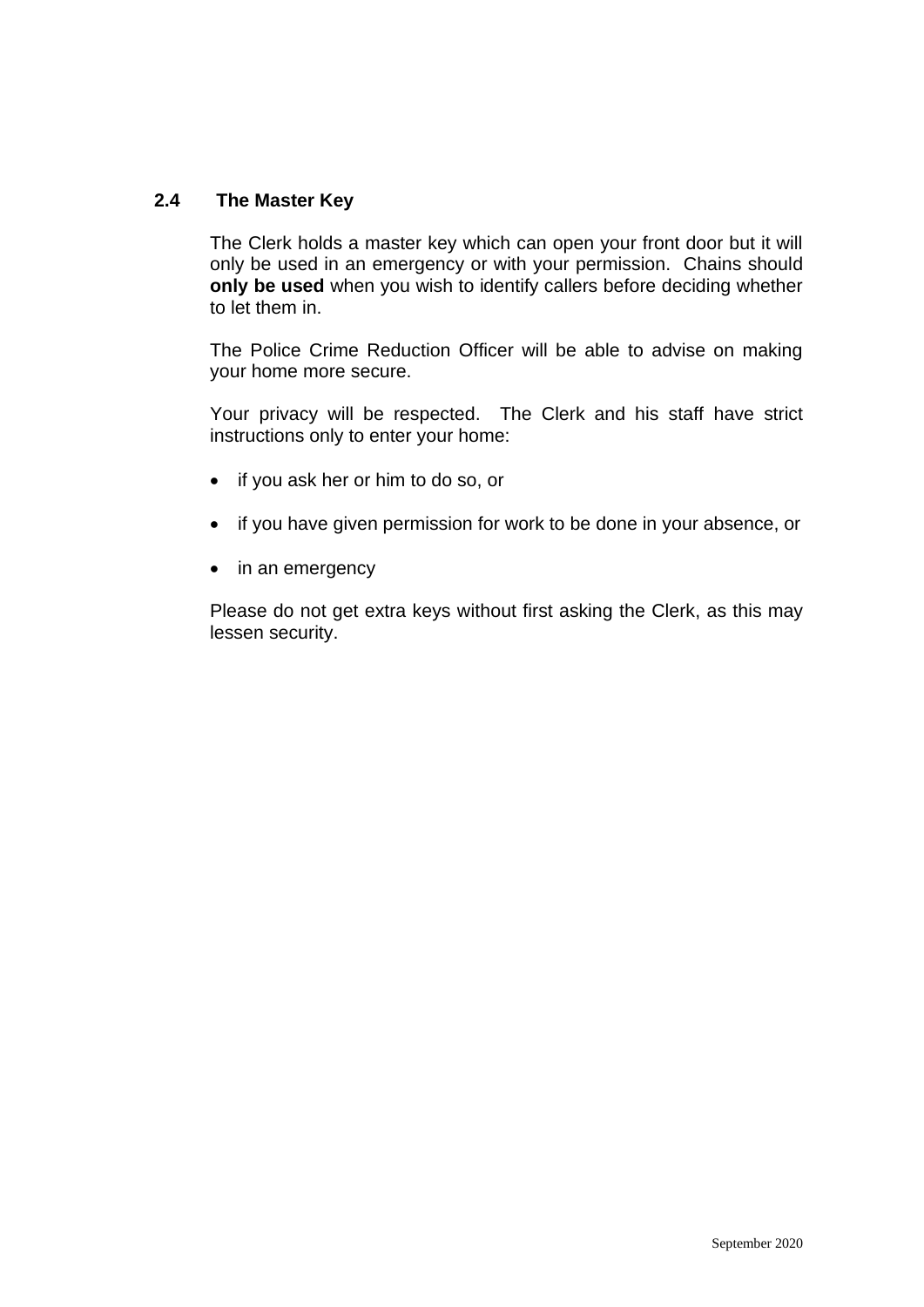## 2.4 The Master Key

The Clerk holds a master key which can open your front door but it will only be used in an emergency or with your permission. Chains should **only be used** when you wish to identify callers before deciding whether to let them in.

The Police Crime Reduction Officer will be able to advise on making your home more secure.

Your privacy will be respected. The Clerk and his staff have strict instructions only to enter your home:

- if you ask her or him to do so, or
- if you have given permission for work to be done in your absence, or
- in an emergency

Please do not get extra keys without first asking the Clerk, as this may lessen security.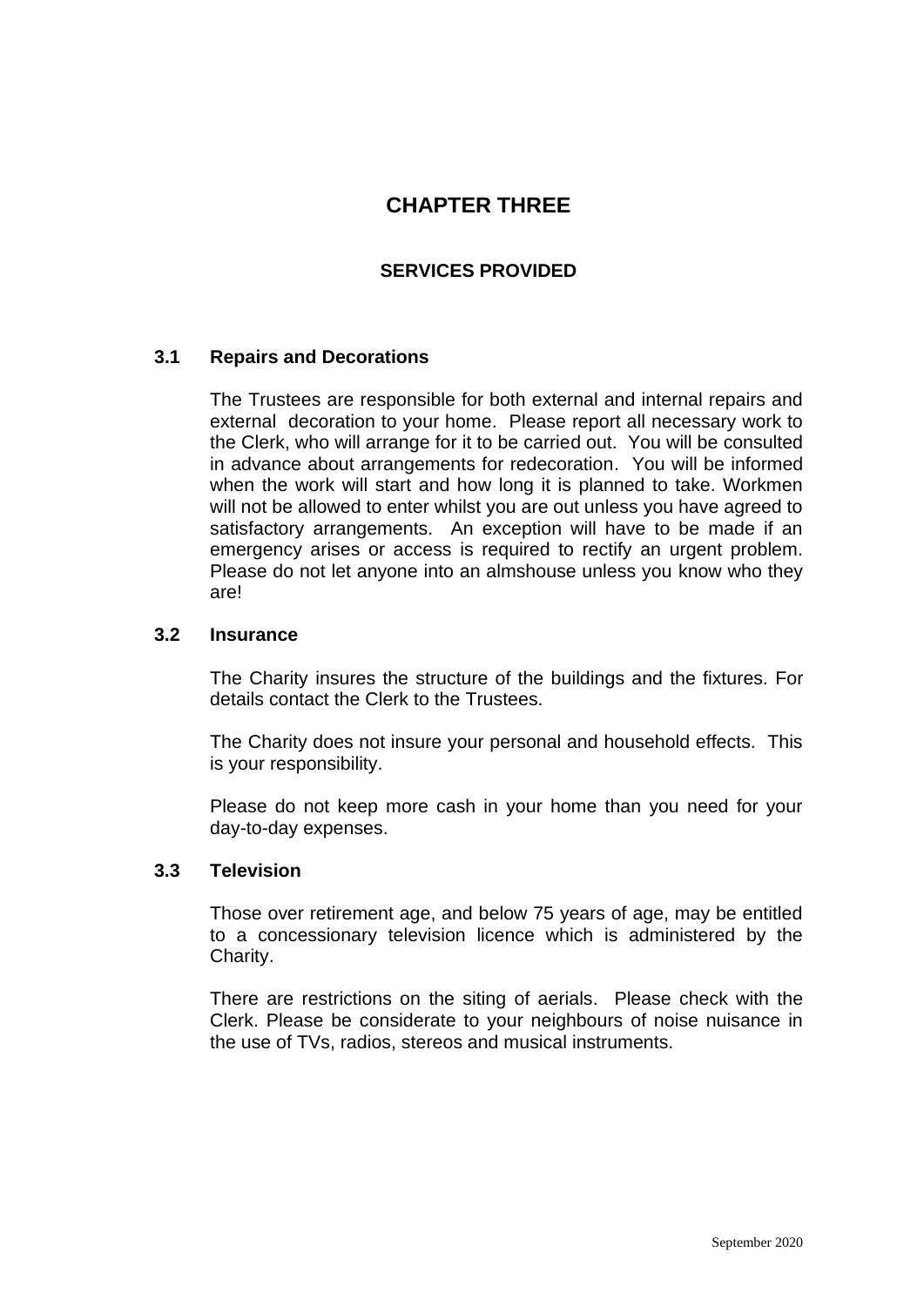# CHAPTER THREE

## SERVICES PROVIDED

### 3.1 Repairs and Decorations

The Trustees are responsible for both external and internal repairs and external decoration to your home. Please report all necessary work to the Clerk, who will arrange for it to be carried out. You will be consulted in advance about arrangements for redecoration. You will be informed when the work will start and how long it is planned to take. Workmen will not be allowed to enter whilst you are out unless you have agreed to satisfactory arrangements. An exception will have to be made if an emergency arises or access is required to rectify an urgent problem. Please do not let anyone into an almshouse unless you know who they are!

### 3.2 Insurance

The Charity insures the structure of the buildings and the fixtures. For details contact the Clerk to the Trustees.

The Charity does not insure your personal and household effects. This is your responsibility.

Please do not keep more cash in your home than you need for your day-to-day expenses.

### 3.3 Television

Those over retirement age, and below 75 years of age, may be entitled to a concessionary television licence which is administered by the Charity.

There are restrictions on the siting of aerials. Please check with the Clerk. Please be considerate to your neighbours of noise nuisance in the use of TVs, radios, stereos and musical instruments.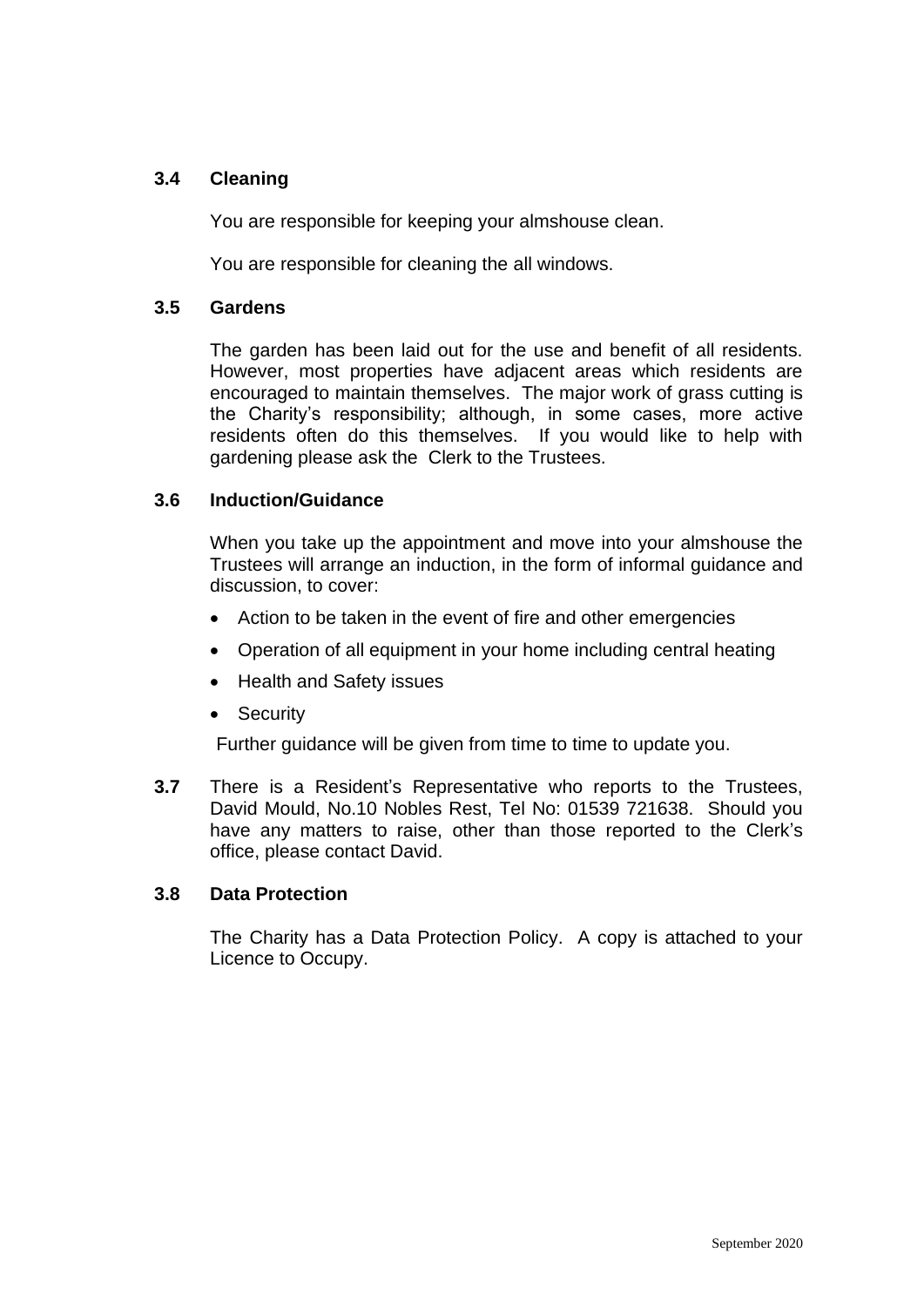### 3.4 Cleaning

You are responsible for keeping your almshouse clean.

You are responsible for cleaning the all windows.

### 3.5 Gardens

The garden has been laid out for the use and benefit of all residents. However, most properties have adjacent areas which residents are encouraged to maintain themselves. The major work of grass cutting is the Charity's responsibility; although, in some cases, more active residents often do this themselves. If you would like to help with gardening please ask the Clerk to the Trustees.

### 3.6 Induction/Guidance

When you take up the appointment and move into your almshouse the Trustees will arrange an induction, in the form of informal guidance and discussion, to cover:

- Action to be taken in the event of fire and other emergencies
- Operation of all equipment in your home including central heating
- Health and Safety issues
- Security

Further guidance will be given from time to time to update you.

**3.7** There is a Resident's Representative who reports to the Trustees, David Mould, No.10 Nobles Rest, Tel No: 01539 721638. Should you have any matters to raise, other than those reported to the Clerk's office, please contact David.

### 3.8 Data Protection

The Charity has a Data Protection Policy. A copy is attached to your Licence to Occupy.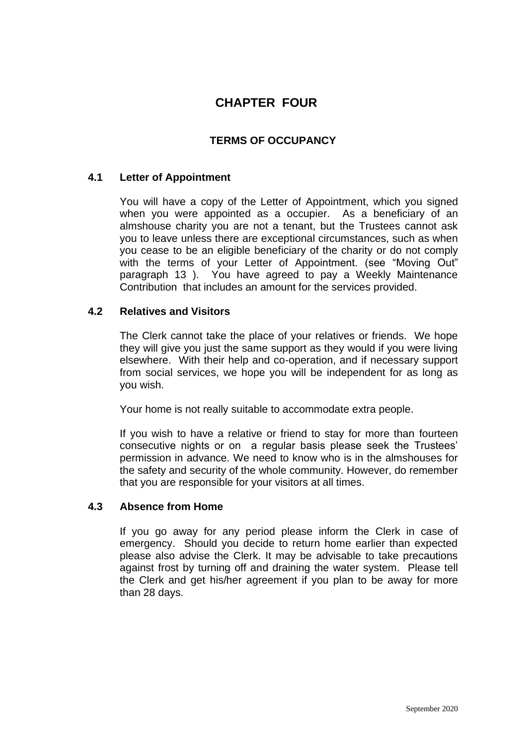# CHAPTER FOUR

## TERMS OF OCCUPANCY

### 4.1 Letter of Appointment

You will have a copy of the Letter of Appointment, which you signed when you were appointed as a occupier. As a beneficiary of an almshouse charity you are not a tenant, but the Trustees cannot ask you to leave unless there are exceptional circumstances, such as when you cease to be an eligible beneficiary of the charity or do not comply with the terms of your Letter of Appointment. (see "Moving Out" paragraph 13 ). You have agreed to pay a Weekly Maintenance Contribution that includes an amount for the services provided.

### 4.2 Relatives and Visitors

The Clerk cannot take the place of your relatives or friends. We hope they will give you just the same support as they would if you were living elsewhere. With their help and co-operation, and if necessary support from social services, we hope you will be independent for as long as you wish.

Your home is not really suitable to accommodate extra people.

If you wish to have a relative or friend to stay for more than fourteen consecutive nights or on a regular basis please seek the Trustees' permission in advance. We need to know who is in the almshouses for the safety and security of the whole community. However, do remember that you are responsible for your visitors at all times.

### 4.3 Absence from Home

If you go away for any period please inform the Clerk in case of emergency. Should you decide to return home earlier than expected please also advise the Clerk. It may be advisable to take precautions against frost by turning off and draining the water system. Please tell the Clerk and get his/her agreement if you plan to be away for more than 28 days.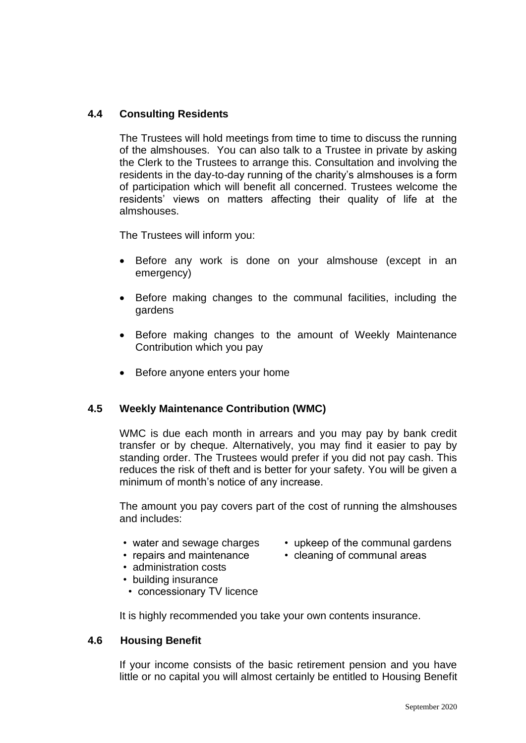## 4.4 Consulting Residents

The Trustees will hold meetings from time to time to discuss the running of the almshouses. You can also talk to a Trustee in private by asking the Clerk to the Trustees to arrange this. Consultation and involving the residents in the day-to-day running of the charity's almshouses is a form of participation which will benefit all concerned. Trustees welcome the residents' views on matters affecting their quality of life at the almshouses.

The Trustees will inform you:

- Before any work is done on your almshouse (except in an emergency)
- Before making changes to the communal facilities, including the gardens
- Before making changes to the amount of Weekly Maintenance Contribution which you pay
- Before anyone enters your home

## 4.5 Weekly Maintenance Contribution (WMC)

WMC is due each month in arrears and you may pay by bank credit transfer or by cheque. Alternatively, you may find it easier to pay by standing order. The Trustees would prefer if you did not pay cash. This reduces the risk of theft and is better for your safety. You will be given a minimum of month's notice of any increase.

The amount you pay covers part of the cost of running the almshouses and includes:

- water and sewage charges
- repairs and maintenance
- administration costs
- building insurance
- concessionary TV licence
- upkeep of the communal gardens
- cleaning of communal areas

It is highly recommended you take your own contents insurance.

## 4.6 Housing Benefit

If your income consists of the basic retirement pension and you have little or no capital you will almost certainly be entitled to Housing Benefit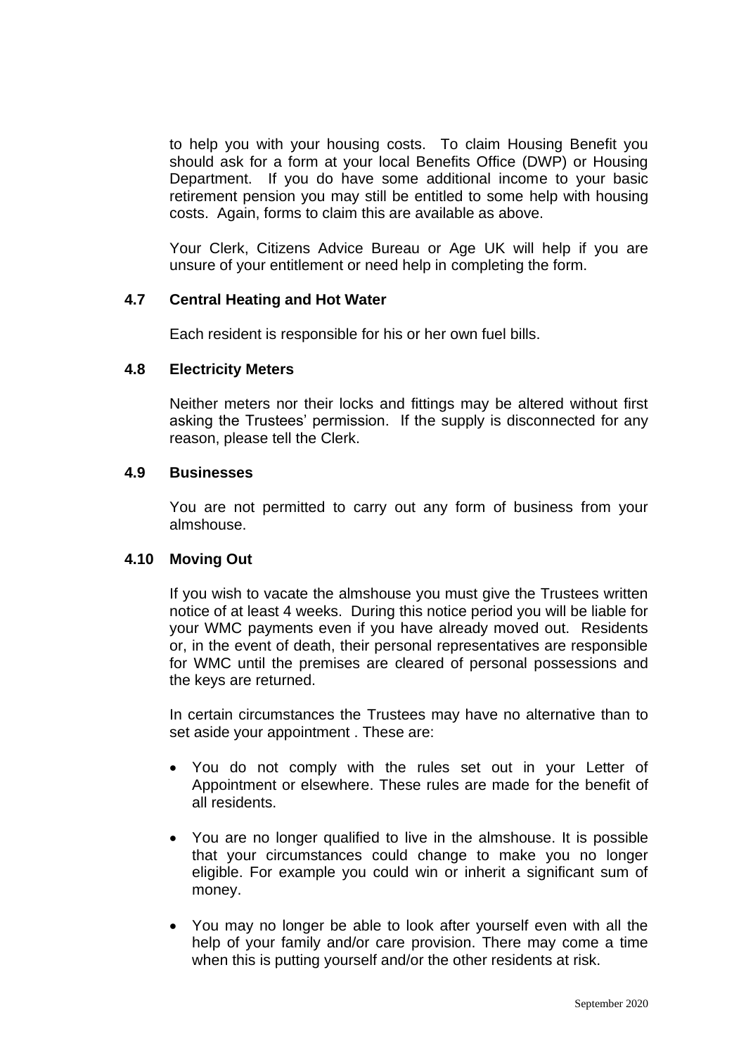to help you with your housing costs. To claim Housing Benefit you should ask for a form at your local Benefits Office (DWP) or Housing Department. If you do have some additional income to your basic retirement pension you may still be entitled to some help with housing costs. Again, forms to claim this are available as above.

Your Clerk, Citizens Advice Bureau or Age UK will help if you are unsure of your entitlement or need help in completing the form.

### 4.7 Central Heating and Hot Water

Each resident is responsible for his or her own fuel bills.

### 4.8 Electricity Meters

Neither meters nor their locks and fittings may be altered without first asking the Trustees' permission. If the supply is disconnected for any reason, please tell the Clerk.

### 4.9 Businesses

You are not permitted to carry out any form of business from your almshouse.

### 4.10 Moving Out

If you wish to vacate the almshouse you must give the Trustees written notice of at least 4 weeks. During this notice period you will be liable for your WMC payments even if you have already moved out. Residents or, in the event of death, their personal representatives are responsible for WMC until the premises are cleared of personal possessions and the keys are returned.

In certain circumstances the Trustees may have no alternative than to set aside your appointment . These are:

- You do not comply with the rules set out in your Letter of Appointment or elsewhere. These rules are made for the benefit of all residents.
- You are no longer qualified to live in the almshouse. It is possible that your circumstances could change to make you no longer eligible. For example you could win or inherit a significant sum of money.
- You may no longer be able to look after yourself even with all the help of your family and/or care provision. There may come a time when this is putting yourself and/or the other residents at risk.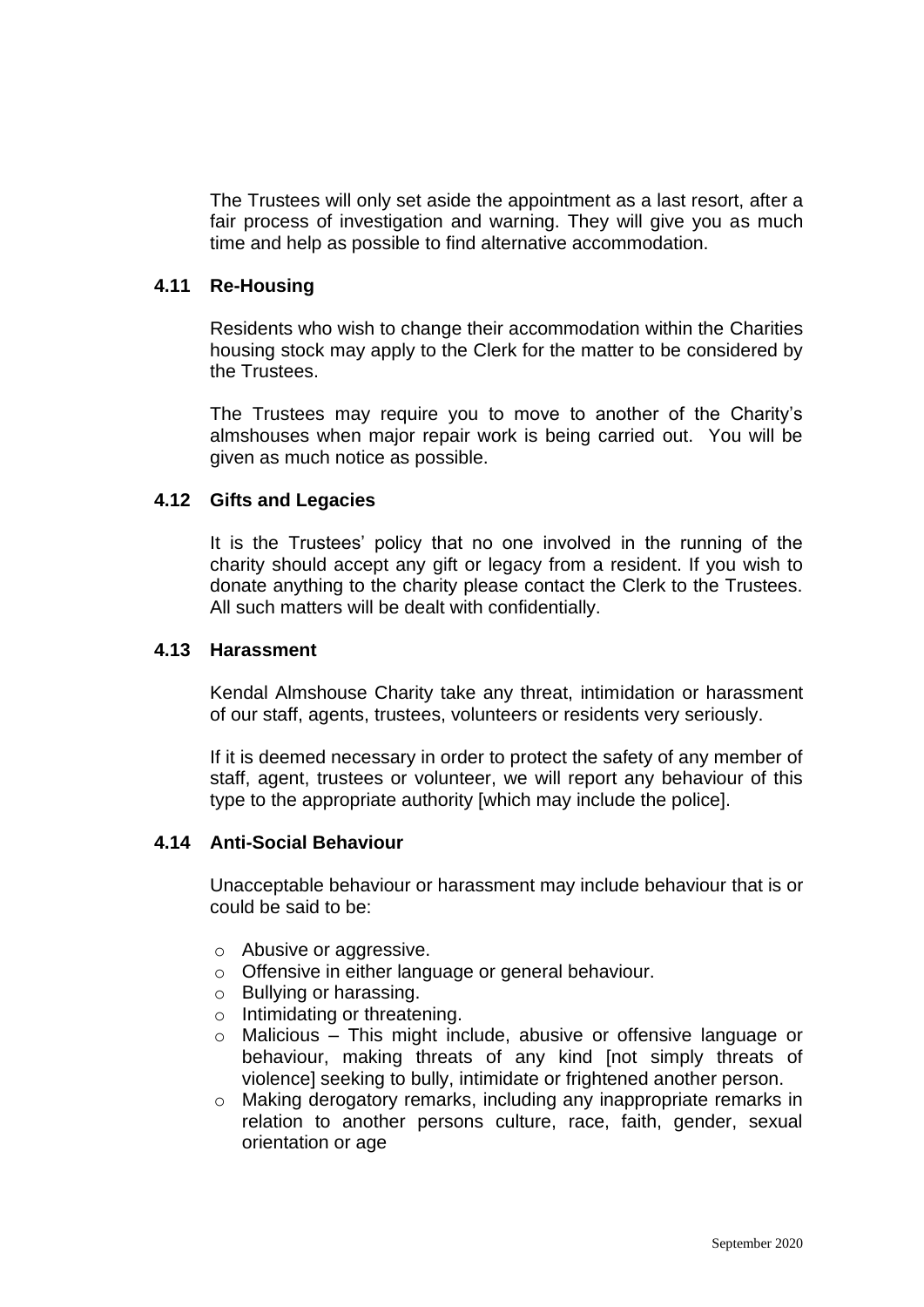The Trustees will only set aside the appointment as a last resort, after a fair process of investigation and warning. They will give you as much time and help as possible to find alternative accommodation.

### 4.11 Re-Housing

Residents who wish to change their accommodation within the Charities housing stock may apply to the Clerk for the matter to be considered by the Trustees.

The Trustees may require you to move to another of the Charity's almshouses when major repair work is being carried out. You will be given as much notice as possible.

### 4.12 Gifts and Legacies

It is the Trustees' policy that no one involved in the running of the charity should accept any gift or legacy from a resident. If you wish to donate anything to the charity please contact the Clerk to the Trustees. All such matters will be dealt with confidentially.

### 4.13 Harassment

Kendal Almshouse Charity take any threat, intimidation or harassment of our staff, agents, trustees, volunteers or residents very seriously.

If it is deemed necessary in order to protect the safety of any member of staff, agent, trustees or volunteer, we will report any behaviour of this type to the appropriate authority [which may include the police].

### 4.14 Anti-Social Behaviour

Unacceptable behaviour or harassment may include behaviour that is or could be said to be:

- Abusive or aggressive.
- Offensive in either language or general behaviour.
- Bullying or harassing.
- Intimidating or threatening.
- Malicious – This might include, abusive or offensive language or behaviour, making threats of any kind [not simply threats of violence] seeking to bully, intimidate or frightened another person.
- Making derogatory remarks, including any inappropriate remarks in relation to another persons culture, race, faith, gender, sexual orientation or age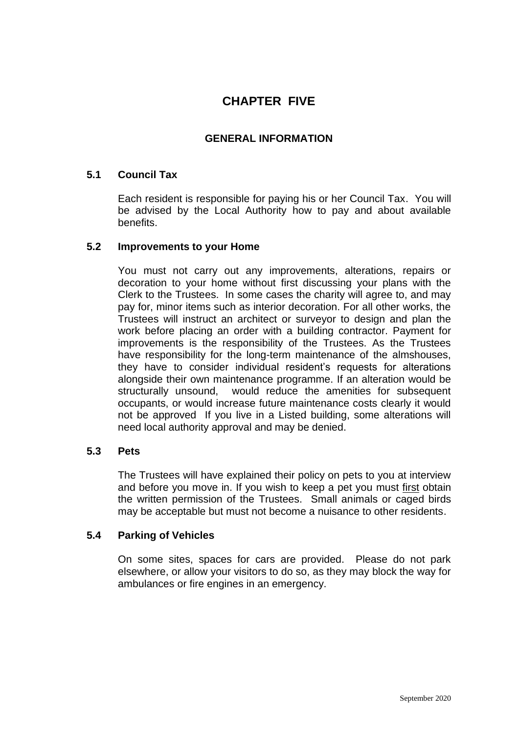# CHAPTER FIVE

## GENERAL INFORMATION

### 5.1 Council Tax

Each resident is responsible for paying his or her Council Tax. You will be advised by the Local Authority how to pay and about available benefits.

### 5.2 Improvements to your Home

You must not carry out any improvements, alterations, repairs or decoration to your home without first discussing your plans with the Clerk to the Trustees. In some cases the charity will agree to, and may pay for, minor items such as interior decoration. For all other works, the Trustees will instruct an architect or surveyor to design and plan the work before placing an order with a building contractor. Payment for improvements is the responsibility of the Trustees. As the Trustees have responsibility for the long-term maintenance of the almshouses, they have to consider individual resident's requests for alterations alongside their own maintenance programme. If an alteration would be structurally unsound, would reduce the amenities for subsequent occupants, or would increase future maintenance costs clearly it would not be approved If you live in a Listed building, some alterations will need local authority approval and may be denied.

### 5.3 Pets

The Trustees will have explained their policy on pets to you at interview and before you move in. If you wish to keep a pet you must <u>first</u> obtain the written permission of the Trustees. Small animals or caged birds may be acceptable but must not become a nuisance to other residents.

### 5.4 Parking of Vehicles

On some sites, spaces for cars are provided. Please do not park elsewhere, or allow your visitors to do so, as they may block the way for ambulances or fire engines in an emergency.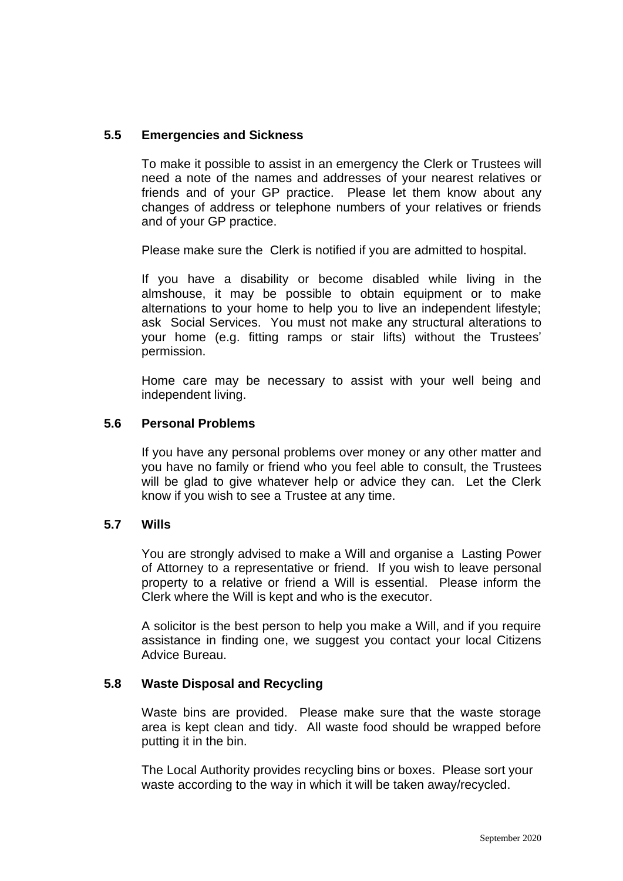### 5.5 Emergencies and Sickness

To make it possible to assist in an emergency the Clerk or Trustees will need a note of the names and addresses of your nearest relatives or friends and of your GP practice. Please let them know about any changes of address or telephone numbers of your relatives or friends and of your GP practice.

Please make sure the Clerk is notified if you are admitted to hospital.

If you have a disability or become disabled while living in the almshouse, it may be possible to obtain equipment or to make alternations to your home to help you to live an independent lifestyle; ask Social Services. You must not make any structural alterations to your home (e.g. fitting ramps or stair lifts) without the Trustees' permission.

Home care may be necessary to assist with your well being and independent living.

### 5.6 Personal Problems

If you have any personal problems over money or any other matter and you have no family or friend who you feel able to consult, the Trustees will be glad to give whatever help or advice they can. Let the Clerk know if you wish to see a Trustee at any time.

### 5.7 Wills

You are strongly advised to make a Will and organise a Lasting Power of Attorney to a representative or friend. If you wish to leave personal property to a relative or friend a Will is essential. Please inform the Clerk where the Will is kept and who is the executor.

A solicitor is the best person to help you make a Will, and if you require assistance in finding one, we suggest you contact your local Citizens Advice Bureau.

### 5.8 Waste Disposal and Recycling

Waste bins are provided. Please make sure that the waste storage area is kept clean and tidy. All waste food should be wrapped before putting it in the bin.

The Local Authority provides recycling bins or boxes. Please sort your waste according to the way in which it will be taken away/recycled.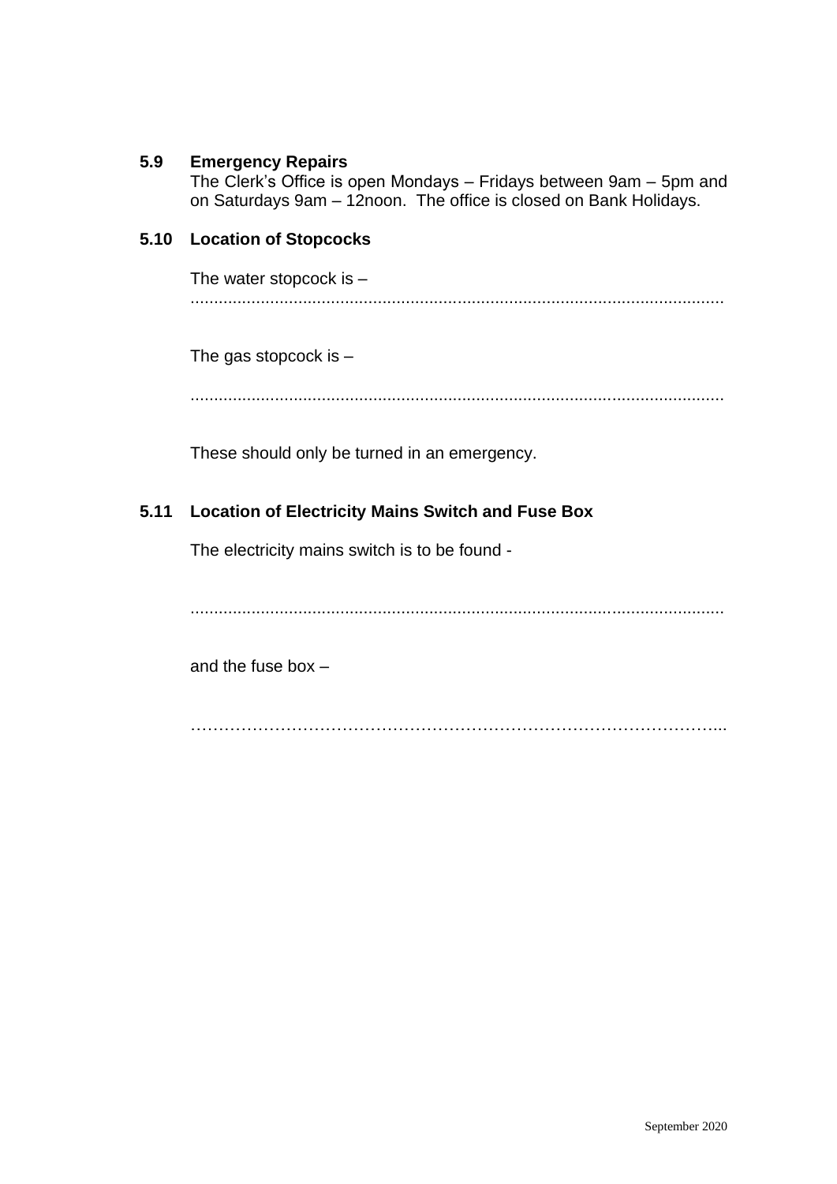### 5.9 Emergency Repairs

The Clerk's Office is open Mondays – Fridays between 9am – 5pm and on Saturdays 9am – 12noon. The office is closed on Bank Holidays.

### 5.10 Location of Stopcocks

The water stopcock is – ..................................................................................................................

The gas stopcock is –

..................................................................................................................

These should only be turned in an emergency.

### 5.11 Location of Electricity Mains Switch and Fuse Box

The electricity mains switch is to be found -

..................................................................................................................

and the fuse box –

………………………………………………………………………………...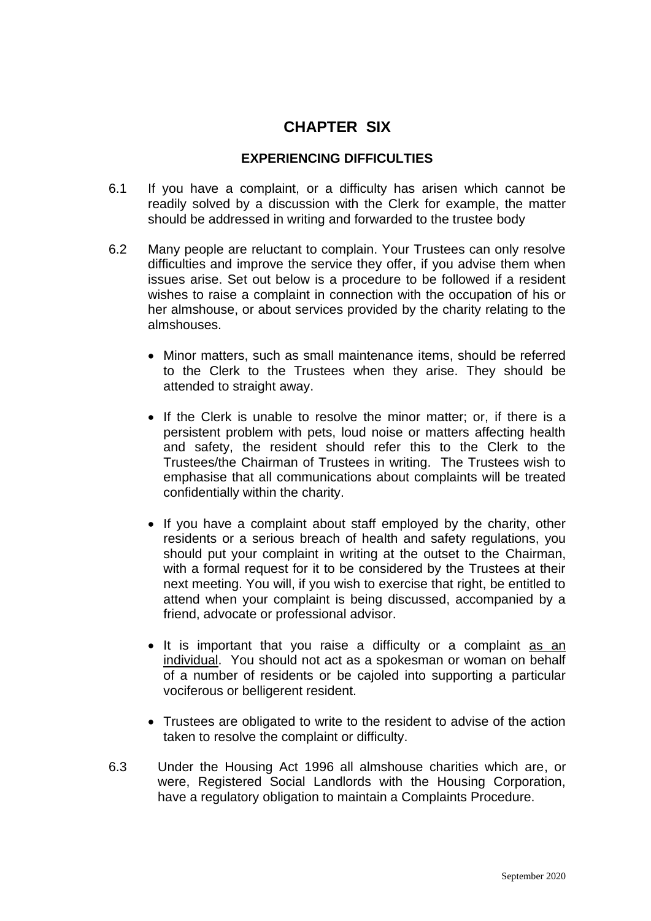# CHAPTER SIX

## EXPERIENCING DIFFICULTIES

6.1 If you have a complaint, or a difficulty has arisen which cannot be readily solved by a discussion with the Clerk for example, the matter should be addressed in writing and forwarded to the trustee body

6.2 Many people are reluctant to complain. Your Trustees can only resolve difficulties and improve the service they offer, if you advise them when issues arise. Set out below is a procedure to be followed if a resident wishes to raise a complaint in connection with the occupation of his or her almshouse, or about services provided by the charity relating to the almshouses.

- Minor matters, such as small maintenance items, should be referred to the Clerk to the Trustees when they arise. They should be attended to straight away.
- If the Clerk is unable to resolve the minor matter; or, if there is a persistent problem with pets, loud noise or matters affecting health and safety, the resident should refer this to the Clerk to the Trustees/the Chairman of Trustees in writing. The Trustees wish to emphasise that all communications about complaints will be treated confidentially within the charity.
- If you have a complaint about staff employed by the charity, other residents or a serious breach of health and safety regulations, you should put your complaint in writing at the outset to the Chairman, with a formal request for it to be considered by the Trustees at their next meeting. You will, if you wish to exercise that right, be entitled to attend when your complaint is being discussed, accompanied by a friend, advocate or professional advisor.
- It is important that you raise a difficulty or a complaint as an individual. You should not act as a spokesman or woman on behalf of a number of residents or be cajoled into supporting a particular vociferous or belligerent resident.
- Trustees are obligated to write to the resident to advise of the action taken to resolve the complaint or difficulty.

6.3 Under the Housing Act 1996 all almshouse charities which are, or were, Registered Social Landlords with the Housing Corporation, have a regulatory obligation to maintain a Complaints Procedure.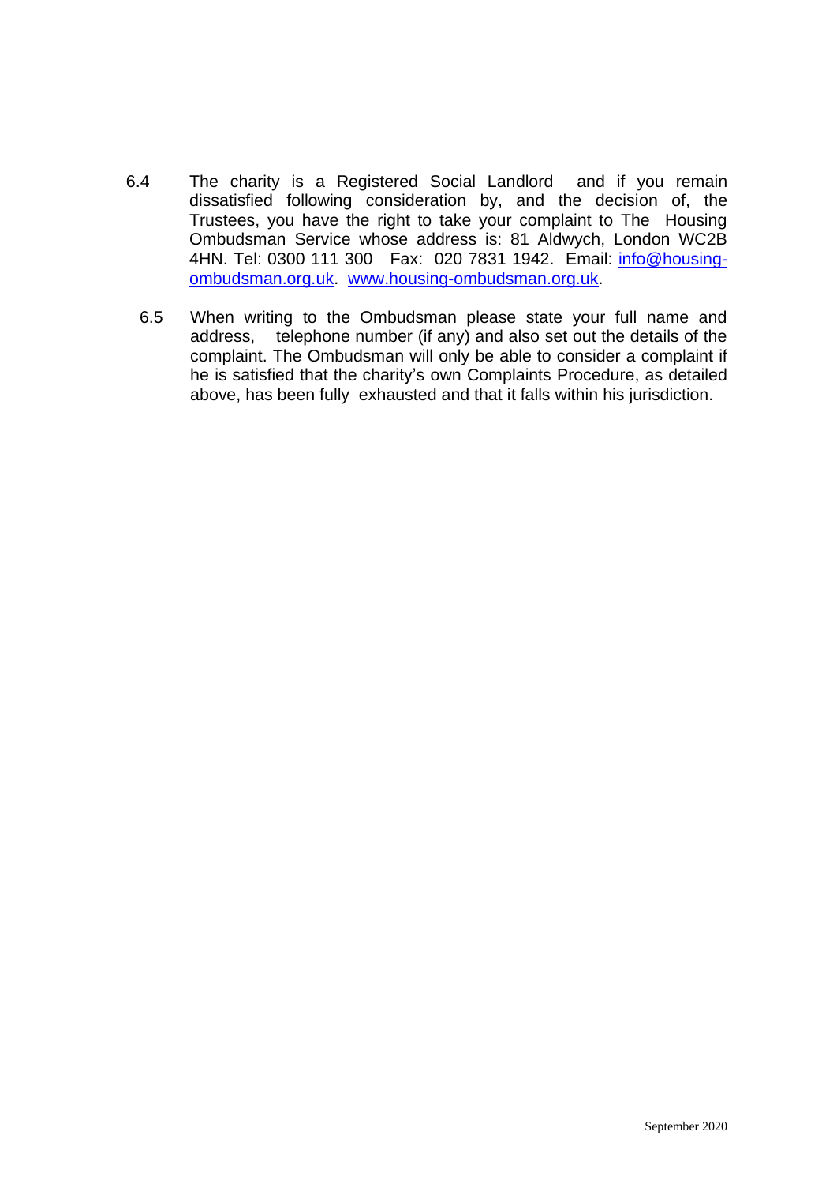6.4 The charity is a Registered Social Landlord and if you remain dissatisfied following consideration by, and the decision of, the Trustees, you have the right to take your complaint to The Housing Ombudsman Service whose address is: 81 Aldwych, London WC2B 4HN. Tel: 0300 111 300 Fax: 020 7831 1942. Email: [info@housing-ombudsman.org.uk](mailto:info@housing-ombudsman.org.uk). [www.housing-ombudsman.org.uk](http://www.housing-ombudsman.org.uk).

6.5 When writing to the Ombudsman please state your full name and address, telephone number (if any) and also set out the details of the complaint. The Ombudsman will only be able to consider a complaint if he is satisfied that the charity's own Complaints Procedure, as detailed above, has been fully exhausted and that it falls within his jurisdiction.

September 2020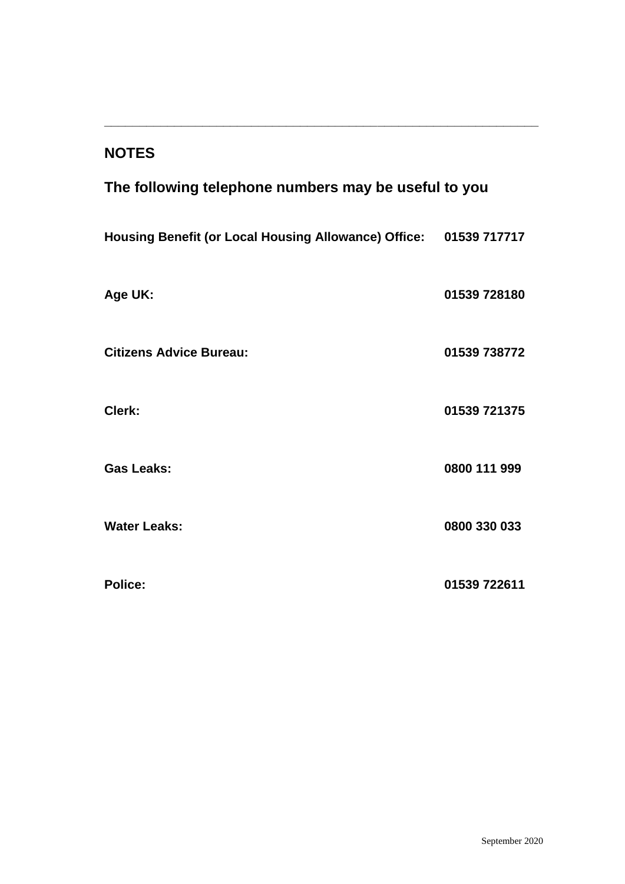---

## NOTES

### The following telephone numbers may be useful to you

| | |
|---|---|
| **Housing Benefit (or Local Housing Allowance) Office:** | **01539 717717** |
| **Age UK:** | **01539 728180** |
| **Citizens Advice Bureau:** | **01539 738772** |
| **Clerk:** | **01539 721375** |
| **Gas Leaks:** | **0800 111 999** |
| **Water Leaks:** | **0800 330 033** |
| **Police:** | **01539 722611** |

September 2020